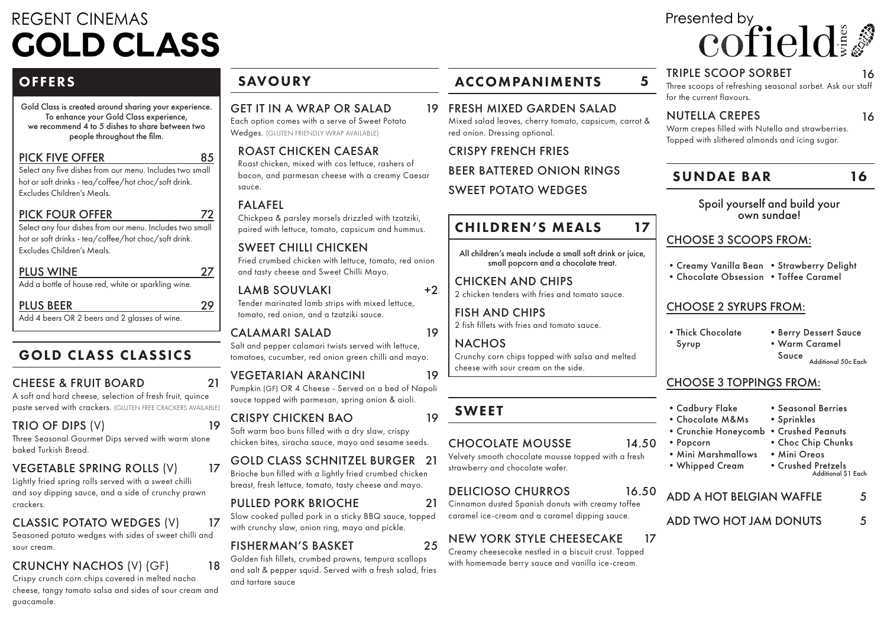# REGENT CINEMAS GOLD CLASS

Presented by cofield wines

## OFFERS

Gold Class is created around sharing your experience. To enhance your Gold Class experience, we recommend 4 to 5 dishes to share between two people throughout the film.

### PICK FIVE OFFER — 85

Select any five dishes from our menu. Includes two small hot or soft drinks - tea/coffee/hot choc/soft drink. Excludes Children's Meals.

### PICK FOUR OFFER — 72

Select any four dishes from our menu. Includes two small hot or soft drinks - tea/coffee/hot choc/soft drink. Excludes Children's Meals.

### PLUS WINE — 27

Add a bottle of house red, white or sparkling wine.

### PLUS BEER — 29

Add 4 beers OR 2 beers and 2 glasses of wine.

## GOLD CLASS CLASSICS

### CHEESE & FRUIT BOARD — 21

A soft and hard cheese, selection of fresh fruit, quince paste served with crackers. (GLUTEN FREE CRACKERS AVAILABLE)

### TRIO OF DIPS (V) — 19

Three Seasonal Gourmet Dips served with warm stone baked Turkish Bread.

### VEGETABLE SPRING ROLLS (V) — 17

Lightly fried spring rolls served with a sweet chilli and soy dipping sauce, and a side of crunchy prawn crackers.

### CLASSIC POTATO WEDGES (V) — 17

Seasoned potato wedges with sides of sweet chilli and sour cream.

### CRUNCHY NACHOS (V) (GF) — 18

Crispy crunch corn chips covered in melted nacho cheese, tangy tomato salsa and sides of sour cream and guacamole.

## SAVOURY

### GET IT IN A WRAP OR SALAD — 19

Each option comes with a serve of Sweet Potato Wedges. (GLUTEN FRIENDLY WRAP AVAILABLE)

**ROAST CHICKEN CAESAR**

Roast chicken, mixed with cos lettuce, rashers of bacon, and parmesan cheese with a creamy Caesar sauce.

**FALAFEL**

Chickpea & parsley morsels drizzled with tzatziki, paired with lettuce, tomato, capsicum and hummus.

**SWEET CHILLI CHICKEN**

Fried crumbed chicken with lettuce, tomato, red onion and tasty cheese and Sweet Chilli Mayo.

**LAMB SOUVLAKI — +2**

Tender marinated lamb strips with mixed lettuce, tomato, red onion, and a tzatziki sauce.

### CALAMARI SALAD — 19

Salt and pepper calamari twists served with lettuce, tomatoes, cucumber, red onion green chilli and mayo.

### VEGETARIAN ARANCINI — 19

Pumpkin (GF) OR 4 Cheese - Served on a bed of Napoli sauce topped with parmesan, spring onion & aioli.

### CRISPY CHICKEN BAO — 19

Soft warm bao buns filled with a dry slaw, crispy chicken bites, siracha sauce, mayo and sesame seeds.

### GOLD CLASS SCHNITZEL BURGER — 21

Brioche bun filled with a lightly fried crumbed chicken breast, fresh lettuce, tomato, tasty cheese and mayo.

### PULLED PORK BRIOCHE — 21

Slow cooked pulled pork in a sticky BBQ sauce, topped with crunchy slaw, onion ring, mayo and pickle.

### FISHERMAN'S BASKET — 25

Golden fish fillets, crumbed prawns, tempura scallops and salt & pepper squid. Served with a fresh salad, fries and tartare sauce

## ACCOMPANIMENTS — 5

### FRESH MIXED GARDEN SALAD

Mixed salad leaves, cherry tomato, capsicum, carrot & red onion. Dressing optional.

### CRISPY FRENCH FRIES

### BEER BATTERED ONION RINGS

### SWEET POTATO WEDGES

## CHILDREN'S MEALS — 17

All children's meals include a small soft drink or juice, small popcorn and a chocolate treat.

### CHICKEN AND CHIPS

2 chicken tenders with fries and tomato sauce.

### FISH AND CHIPS

2 fish fillets with fries and tomato sauce.

### NACHOS

Crunchy corn chips topped with salsa and melted cheese with sour cream on the side.

## SWEET

### CHOCOLATE MOUSSE — 14.50

Velvety smooth chocolate mousse topped with a fresh strawberry and chocolate wafer.

### DELICIOSO CHURROS — 16.50

Cinnamon dusted Spanish donuts with creamy toffee caramel ice-cream and a caramel dipping sauce.

### NEW YORK STYLE CHEESECAKE — 17

Creamy cheesecake nestled in a biscuit crust. Topped with homemade berry sauce and vanilla ice-cream.

### TRIPLE SCOOP SORBET — 16

Three scoops of refreshing seasonal sorbet. Ask our staff for the current flavours.

### NUTELLA CREPES — 16

Warm crepes filled with Nutella and strawberries. Topped with slithered almonds and icing sugar.

## SUNDAE BAR — 16

Spoil yourself and build your own sundae!

### CHOOSE 3 SCOOPS FROM:

- Creamy Vanilla Bean
- Chocolate Obsession
- Strawberry Delight
- Toffee Caramel

### CHOOSE 2 SYRUPS FROM:

- Thick Chocolate Syrup
- Berry Dessert Sauce
- Warm Caramel Sauce

Additional 50c Each

### CHOOSE 3 TOPPINGS FROM:

- Cadbury Flake
- Chocolate M&Ms
- Crunchie Honeycomb
- Popcorn
- Mini Marshmallows
- Whipped Cream
- Seasonal Berries
- Sprinkles
- Crushed Peanuts
- Choc Chip Chunks
- Mini Oreos
- Crushed Pretzels

Additional $1 Each

### ADD A HOT BELGIAN WAFFLE — 5

### ADD TWO HOT JAM DONUTS — 5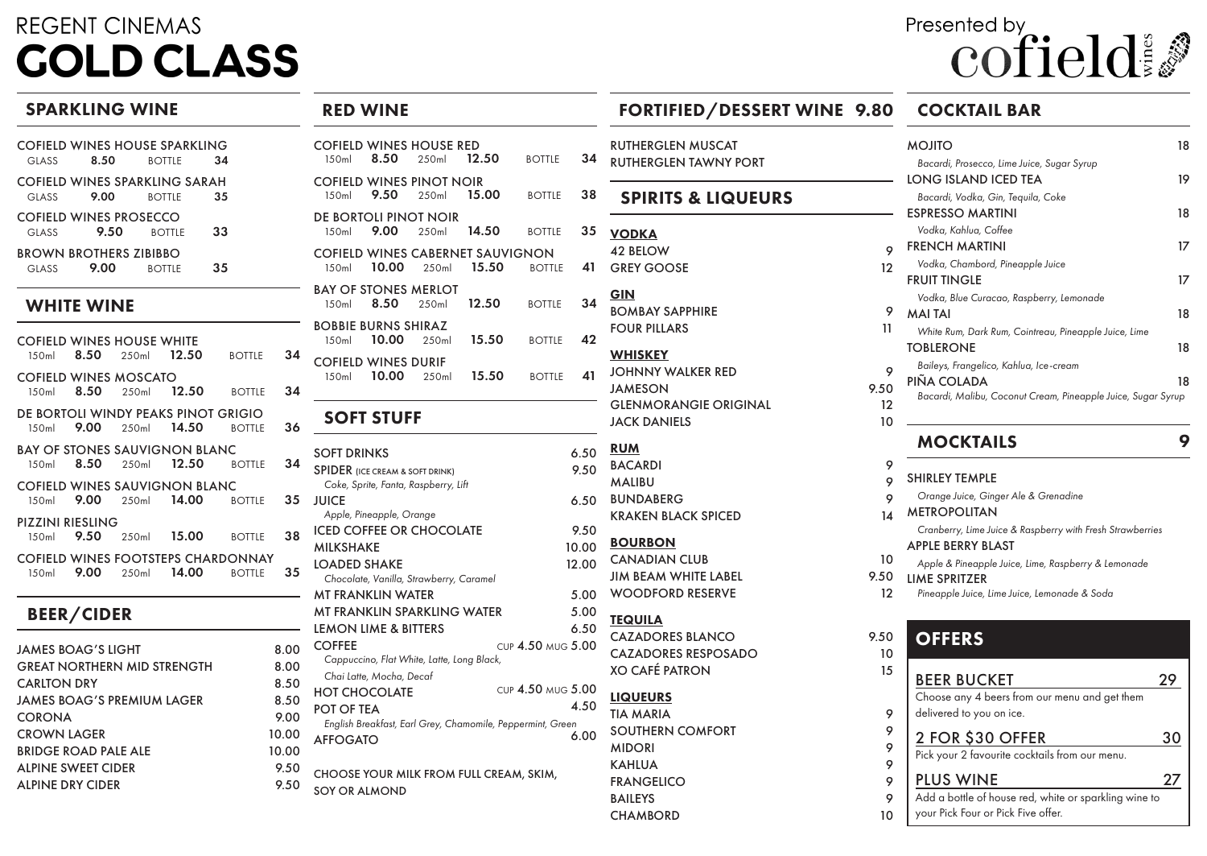# REGENT CINEMAS GOLD CLASS

Presented by cofield wines

## SPARKLING WINE

| | | | | |
|---|---|---|---|---|
| COFIELD WINES HOUSE SPARKLING | GLASS | 8.50 | BOTTLE | 34 |
| COFIELD WINES SPARKLING SARAH | GLASS | 9.00 | BOTTLE | 35 |
| COFIELD WINES PROSECCO | GLASS | 9.50 | BOTTLE | 33 |
| BROWN BROTHERS ZIBIBBO | GLASS | 9.00 | BOTTLE | 35 |

## WHITE WINE

| | 150ml | 250ml | BOTTLE |
|---|---|---|---|
| COFIELD WINES HOUSE WHITE | 8.50 | 12.50 | 34 |
| COFIELD WINES MOSCATO | 8.50 | 12.50 | 34 |
| DE BORTOLI WINDY PEAKS PINOT GRIGIO | 9.00 | 14.50 | 36 |
| BAY OF STONES SAUVIGNON BLANC | 8.50 | 12.50 | 34 |
| COFIELD WINES SAUVIGNON BLANC | 9.00 | 14.00 | 35 |
| PIZZINI RIESLING | 9.50 | 15.00 | 38 |
| COFIELD WINES FOOTSTEPS CHARDONNAY | 9.00 | 14.00 | 35 |

## BEER/CIDER

| | |
|---|---|
| JAMES BOAG'S LIGHT | 8.00 |
| GREAT NORTHERN MID STRENGTH | 8.00 |
| CARLTON DRY | 8.50 |
| JAMES BOAG'S PREMIUM LAGER | 8.50 |
| CORONA | 9.00 |
| CROWN LAGER | 10.00 |
| BRIDGE ROAD PALE ALE | 10.00 |
| ALPINE SWEET CIDER | 9.50 |
| ALPINE DRY CIDER | 9.50 |

## RED WINE

| | 150ml | 250ml | BOTTLE |
|---|---|---|---|
| COFIELD WINES HOUSE RED | 8.50 | 12.50 | 34 |
| COFIELD WINES PINOT NOIR | 9.50 | 15.00 | 38 |
| DE BORTOLI PINOT NOIR | 9.00 | 14.50 | 35 |
| COFIELD WINES CABERNET SAUVIGNON | 10.00 | 15.50 | 41 |
| BAY OF STONES MERLOT | 8.50 | 12.50 | 34 |
| BOBBIE BURNS SHIRAZ | 10.00 | 15.50 | 42 |
| COFIELD WINES DURIF | 10.00 | 15.50 | 41 |

## SOFT STUFF

| | |
|---|---|
| SOFT DRINKS | 6.50 |
| SPIDER (ICE CREAM & SOFT DRINK) *Coke, Sprite, Fanta, Raspberry, Lift* | 9.50 |
| JUICE *Apple, Pineapple, Orange* | 6.50 |
| ICED COFFEE OR CHOCOLATE | 9.50 |
| MILKSHAKE | 10.00 |
| LOADED SHAKE *Chocolate, Vanilla, Strawberry, Caramel* | 12.00 |
| MT FRANKLIN WATER | 5.00 |
| MT FRANKLIN SPARKLING WATER | 5.00 |
| LEMON LIME & BITTERS | 6.50 |
| COFFEE *Cappuccino, Flat White, Latte, Long Black, Chai Latte, Mocha, Decaf* | CUP 4.50 MUG 5.00 |
| HOT CHOCOLATE | CUP 4.50 MUG 5.00 |
| POT OF TEA *English Breakfast, Earl Grey, Chamomile, Peppermint, Green* | 4.50 |
| AFFOGATO | 6.00 |

CHOOSE YOUR MILK FROM FULL CREAM, SKIM, SOY OR ALMOND

## FORTIFIED/DESSERT WINE 9.80

RUTHERGLEN MUSCAT
RUTHERGLEN TAWNY PORT

## SPIRITS & LIQUEURS

| | |
|---|---|
| **VODKA** | |
| 42 BELOW | 9 |
| GREY GOOSE | 12 |
| **GIN** | |
| BOMBAY SAPPHIRE | 9 |
| FOUR PILLARS | 11 |
| **WHISKEY** | |
| JOHNNY WALKER RED | 9 |
| JAMESON | 9.50 |
| GLENMORANGIE ORIGINAL | 12 |
| JACK DANIELS | 10 |
| **RUM** | |
| BACARDI | 9 |
| MALIBU | 9 |
| BUNDABERG | 9 |
| KRAKEN BLACK SPICED | 14 |
| **BOURBON** | |
| CANADIAN CLUB | 10 |
| JIM BEAM WHITE LABEL | 9.50 |
| WOODFORD RESERVE | 12 |
| **TEQUILA** | |
| CAZADORES BLANCO | 9.50 |
| CAZADORES RESPOSADO | 10 |
| XO CAFÉ PATRON | 15 |
| **LIQUEURS** | |
| TIA MARIA | 9 |
| SOUTHERN COMFORT | 9 |
| MIDORI | 9 |
| KAHLUA | 9 |
| FRANGELICO | 9 |
| BAILEYS | 9 |
| CHAMBORD | 10 |

## COCKTAIL BAR

| | |
|---|---|
| MOJITO *Bacardi, Prosecco, Lime Juice, Sugar Syrup* | 18 |
| LONG ISLAND ICED TEA *Bacardi, Vodka, Gin, Tequila, Coke* | 19 |
| ESPRESSO MARTINI *Vodka, Kahlua, Coffee* | 18 |
| FRENCH MARTINI *Vodka, Chambord, Pineapple Juice* | 17 |
| FRUIT TINGLE *Vodka, Blue Curacao, Raspberry, Lemonade* | 17 |
| MAI TAI *White Rum, Dark Rum, Cointreau, Pineapple Juice, Lime* | 18 |
| TOBLERONE *Baileys, Frangelico, Kahlua, Ice-cream* | 18 |
| PIÑA COLADA *Bacardi, Malibu, Coconut Cream, Pineapple Juice, Sugar Syrup* | 18 |

## MOCKTAILS 9

SHIRLEY TEMPLE
*Orange Juice, Ginger Ale & Grenadine*

METROPOLITAN
*Cranberry, Lime Juice & Raspberry with Fresh Strawberries*

APPLE BERRY BLAST
*Apple & Pineapple Juice, Lime, Raspberry & Lemonade*

LIME SPRITZER
*Pineapple Juice, Lime Juice, Lemonade & Soda*

## OFFERS

**BEER BUCKET** 29
Choose any 4 beers from our menu and get them delivered to you on ice.

**2 FOR $30 OFFER** 30
Pick your 2 favourite cocktails from our menu.

**PLUS WINE** 27
Add a bottle of house red, white or sparkling wine to your Pick Four or Pick Five offer.